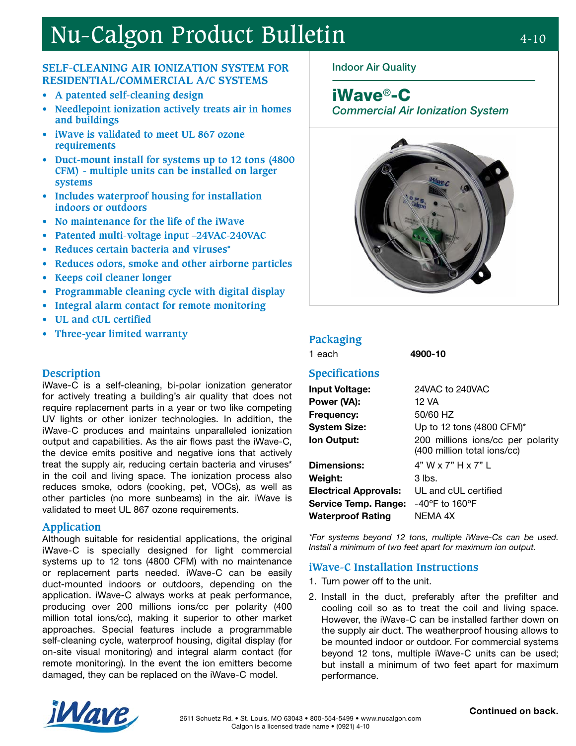# Nu-Calgon Product Bulletin

4-10

## SELF-CLEANING AIR IONIZATION SYSTEM FOR RESIDENTIAL/COMMERCIAL A/C SYSTEMS

- A patented self-cleaning design
- Needlepoint ionization actively treats air in homes and buildings
- iWave is validated to meet UL 867 ozone requirements
- Duct-mount install for systems up to 12 tons (4800 CFM) - multiple units can be installed on larger systems
- Includes waterproof housing for installation indoors or outdoors
- No maintenance for the life of the iWave
- Patented multi-voltage input –24VAC-240VAC
- Reduces certain bacteria and viruses*
- Reduces odors, smoke and other airborne particles
- Keeps coil cleaner longer
- Programmable cleaning cycle with digital display
- Integral alarm contact for remote monitoring
- UL and cUL certified
- Three-year limited warranty

## Description

iWave-C is a self-cleaning, bi-polar ionization generator for actively treating a building's air quality that does not require replacement parts in a year or two like competing UV lights or other ionizer technologies. In addition, the iWave-C produces and maintains unparalleled ionization output and capabilities. As the air flows past the iWave-C, the device emits positive and negative ions that actively treat the supply air, reducing certain bacteria and viruses* in the coil and living space. The ionization process also reduces smoke, odors (cooking, pet, VOCs), as well as other particles (no more sunbeams) in the air. iWave is validated to meet UL 867 ozone requirements.

## Application

Although suitable for residential applications, the original iWave-C is specially designed for light commercial systems up to 12 tons (4800 CFM) with no maintenance or replacement parts needed. iWave-C can be easily duct-mounted indoors or outdoors, depending on the application. iWave-C always works at peak performance, producing over 200 millions ions/cc per polarity (400 million total ions/cc), making it superior to other market approaches. Special features include a programmable self-cleaning cycle, waterproof housing, digital display (for on-site visual monitoring) and integral alarm contact (for remote monitoring). In the event the ion emitters become damaged, they can be replaced on the iWave-C model.

Indoor Air Quality

## iWave®-C

*Commercial Air Ionization System*

## Packaging

| | |
|---|---|
| 1 each | **4900-10** |

## Specifications

| | |
|---|---|
| **Input Voltage:** | 24VAC to 240VAC |
| **Power (VA):** | 12 VA |
| **Frequency:** | 50/60 HZ |
| **System Size:** | Up to 12 tons (4800 CFM)* |
| **Ion Output:** | 200 millions ions/cc per polarity (400 million total ions/cc) |
| **Dimensions:** | 4" W x 7" H x 7" L |
| **Weight:** | 3 lbs. |
| **Electrical Approvals:** | UL and cUL certified |
| **Service Temp. Range:** | -40ºF to 160ºF |
| **Waterproof Rating** | NEMA 4X |

*\*For systems beyond 12 tons, multiple iWave-Cs can be used. Install a minimum of two feet apart for maximum ion output.*

## iWave-C Installation Instructions

1. Turn power off to the unit.
2. Install in the duct, preferably after the prefilter and cooling coil so as to treat the coil and living space. However, the iWave-C can be installed farther down on the supply air duct. The weatherproof housing allows to be mounted indoor or outdoor. For commercial systems beyond 12 tons, multiple iWave-C units can be used; but install a minimum of two feet apart for maximum performance.

**Continued on back.**

2611 Schuetz Rd. • St. Louis, MO 63043 • 800-554-5499 • www.nucalgon.com
Calgon is a licensed trade name • (0921) 4-10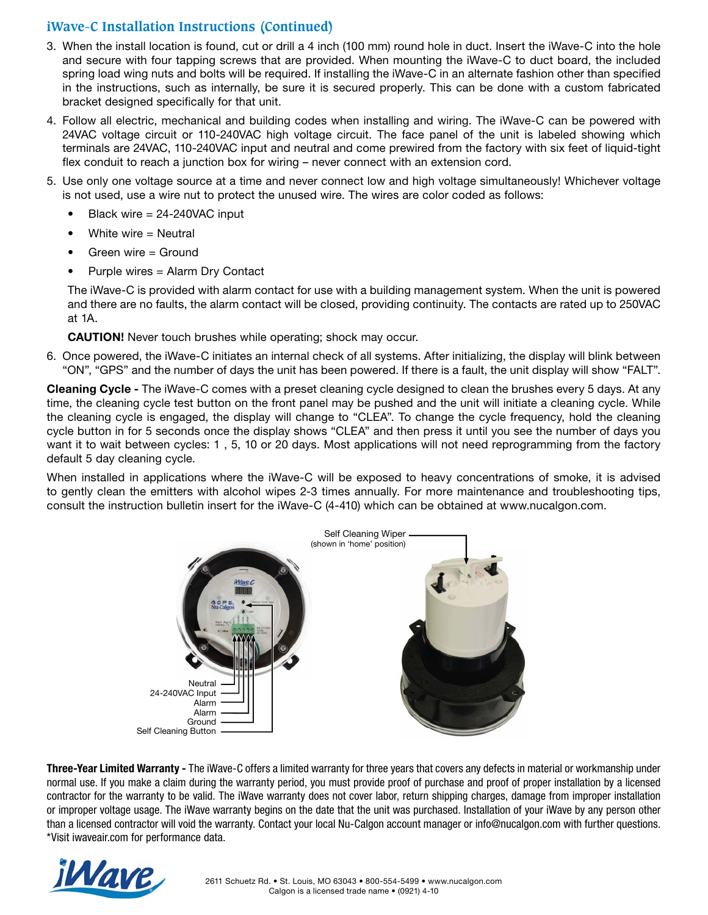## iWave-C Installation Instructions (Continued)

3. When the install location is found, cut or drill a 4 inch (100 mm) round hole in duct. Insert the iWave-C into the hole and secure with four tapping screws that are provided. When mounting the iWave-C to duct board, the included spring load wing nuts and bolts will be required. If installing the iWave-C in an alternate fashion other than specified in the instructions, such as internally, be sure it is secured properly. This can be done with a custom fabricated bracket designed specifically for that unit.
4. Follow all electric, mechanical and building codes when installing and wiring. The iWave-C can be powered with 24VAC voltage circuit or 110-240VAC high voltage circuit. The face panel of the unit is labeled showing which terminals are 24VAC, 110-240VAC input and neutral and come prewired from the factory with six feet of liquid-tight flex conduit to reach a junction box for wiring – never connect with an extension cord.
5. Use only one voltage source at a time and never connect low and high voltage simultaneously! Whichever voltage is not used, use a wire nut to protect the unused wire. The wires are color coded as follows:
   - Black wire = 24-240VAC input
   - White wire = Neutral
   - Green wire = Ground
   - Purple wires = Alarm Dry Contact

   The iWave-C is provided with alarm contact for use with a building management system. When the unit is powered and there are no faults, the alarm contact will be closed, providing continuity. The contacts are rated up to 250VAC at 1A.

   **CAUTION!** Never touch brushes while operating; shock may occur.
6. Once powered, the iWave-C initiates an internal check of all systems. After initializing, the display will blink between "ON", "GPS" and the number of days the unit has been powered. If there is a fault, the unit display will show "FALT".

**Cleaning Cycle -** The iWave-C comes with a preset cleaning cycle designed to clean the brushes every 5 days. At any time, the cleaning cycle test button on the front panel may be pushed and the unit will initiate a cleaning cycle. While the cleaning cycle is engaged, the display will change to "CLEA". To change the cycle frequency, hold the cleaning cycle button in for 5 seconds once the display shows "CLEA" and then press it until you see the number of days you want it to wait between cycles: 1 , 5, 10 or 20 days. Most applications will not need reprogramming from the factory default 5 day cleaning cycle.

When installed in applications where the iWave-C will be exposed to heavy concentrations of smoke, it is advised to gently clean the emitters with alcohol wipes 2-3 times annually. For more maintenance and troubleshooting tips, consult the instruction bulletin insert for the iWave-C (4-410) which can be obtained at www.nucalgon.com.

Neutral
24-240VAC Input
Alarm
Alarm
Ground
Self Cleaning Button

Self Cleaning Wiper
(shown in 'home' position)

**Three-Year Limited Warranty -** The iWave-C offers a limited warranty for three years that covers any defects in material or workmanship under normal use. If you make a claim during the warranty period, you must provide proof of purchase and proof of proper installation by a licensed contractor for the warranty to be valid. The iWave warranty does not cover labor, return shipping charges, damage from improper installation or improper voltage usage. The iWave warranty begins on the date that the unit was purchased. Installation of your iWave by any person other than a licensed contractor will void the warranty. Contact your local Nu-Calgon account manager or info@nucalgon.com with further questions. *Visit iwaveair.com for performance data.

iWave

2611 Schuetz Rd. • St. Louis, MO 63043 • 800-554-5499 • www.nucalgon.com
Calgon is a licensed trade name • (0921) 4-10